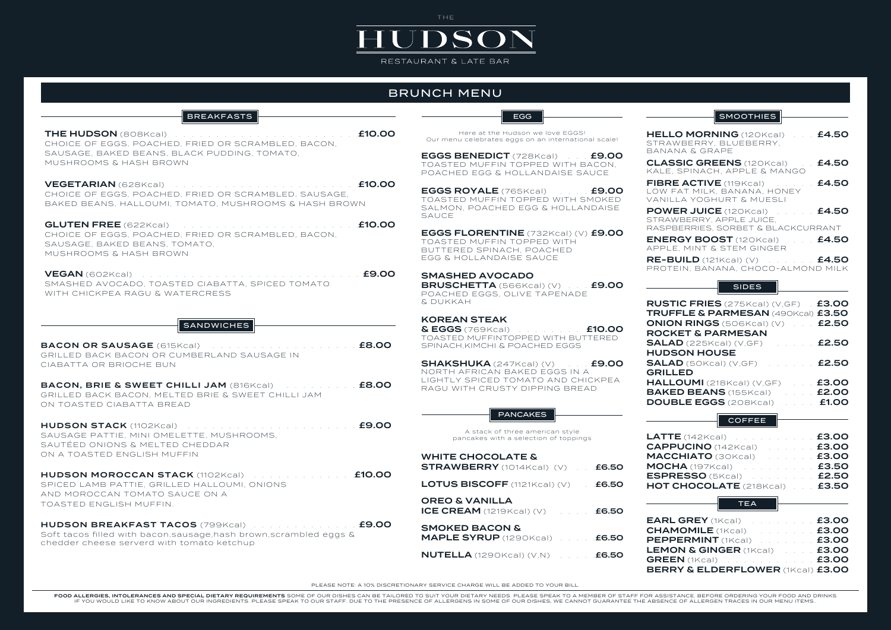THE

# HUDSON

RESTAURANT & LATE BAR

## BRUNCH MENU

### BREAKFASTS

**THE HUDSON** (808Kcal) **£10.00**
CHOICE OF EGGS, POACHED, FRIED OR SCRAMBLED, BACON, SAUSAGE, BAKED BEANS, BLACK PUDDING, TOMATO, MUSHROOMS & HASH BROWN

**VEGETARIAN** (628Kcal) **£10.00**
CHOICE OF EGGS, POACHED, FRIED OR SCRAMBLED, SAUSAGE, BAKED BEANS, HALLOUMI, TOMATO, MUSHROOMS & HASH BROWN

**GLUTEN FREE** (622Kcal) **£10.00**
CHOICE OF EGGS, POACHED, FRIED OR SCRAMBLED, BACON, SAUSAGE, BAKED BEANS, TOMATO, MUSHROOMS & HASH BROWN

**VEGAN** (602Kcal) **£9.00**
SMASHED AVOCADO, TOASTED CIABATTA, SPICED TOMATO WITH CHICKPEA RAGU & WATERCRESS

### SANDWICHES

**BACON OR SAUSAGE** (615Kcal) **£8.00**
GRILLED BACK BACON OR CUMBERLAND SAUSAGE IN CIABATTA OR BRIOCHE BUN

**BACON, BRIE & SWEET CHILLI JAM** (816Kcal) **£8.00**
GRILLED BACK BACON, MELTED BRIE & SWEET CHILLI JAM ON TOASTED CIABATTA BREAD

**HUDSON STACK** (1102Kcal) **£9.00**
SAUSAGE PATTIE, MINI OMELETTE, MUSHROOMS, SAUTÉED ONIONS & MELTED CHEDDAR ON A TOASTED ENGLISH MUFFIN

**HUDSON MOROCCAN STACK** (1102Kcal) **£10.00**
SPICED LAMB PATTIE, GRILLED HALLOUMI, ONIONS AND MOROCCAN TOMATO SAUCE ON A TOASTED ENGLISH MUFFIN.

**HUDSON BREAKFAST TACOS** (799Kcal) **£9.00**
Soft tacos filled with bacon,sausage,hash brown,scrambled eggs & chedder cheese serverd with tomato ketchup

### EGG

Here at the Hudson we love EGGS! Our menu celebrates eggs on an international scale!

**EGGS BENEDICT** (728Kcal) **£9.00**
TOASTED MUFFIN TOPPED WITH BACON, POACHED EGG & HOLLANDAISE SAUCE

**EGGS ROYALE** (765Kcal) **£9.00**
TOASTED MUFFIN TOPPED WITH SMOKED SALMON, POACHED EGG & HOLLANDAISE SAUCE

**EGGS FLORENTINE** (732Kcal) (V) **£9.00**
TOASTED MUFFIN TOPPED WITH BUTTERED SPINACH, POACHED EGG & HOLLANDAISE SAUCE

**SMASHED AVOCADO BRUSCHETTA** (566Kcal) (V) **£9.00**
POACHED EGGS, OLIVE TAPENADE & DUKKAH

**KOREAN STEAK & EGGS** (769Kcal) **£10.00**
TOASTED MUFFINTOPPED WITH BUTTERED SPINACH,KIMCHI & POACHED EGGS

**SHAKSHUKA** (247Kcal) (V) **£9.00**
NORTH AFRICAN BAKED EGGS IN A LIGHTLY SPICED TOMATO AND CHICKPEA RAGU WITH CRUSTY DIPPING BREAD

### PANCAKES

A stack of three american style pancakes with a selection of toppings

**WHITE CHOCOLATE & STRAWBERRY** (1014Kcal) (V) **£6.50**

**LOTUS BISCOFF** (1121Kcal) (V) **£6.50**

**OREO & VANILLA ICE CREAM** (1219Kcal) (V) **£6.50**

**SMOKED BACON & MAPLE SYRUP** (1290Kcal) **£6.50**

**NUTELLA** (1290Kcal) (V,N) **£6.50**

### SMOOTHIES

**HELLO MORNING** (120Kcal) **£4.50**
STRAWBERRY, BLUEBERRY, BANANA & GRAPE

**CLASSIC GREENS** (120Kcal) **£4.50**
KALE, SPINACH, APPLE & MANGO

**FIBRE ACTIVE** (119Kcal) **£4.50**
LOW FAT MILK, BANANA, HONEY VANILLA YOGHURT & MUESLI

**POWER JUICE** (120Kcal) **£4.50**
STRAWBERRY, APPLE JUICE, RASPBERRIES, SORBET & BLACKCURRANT

**ENERGY BOOST** (120Kcal) **£4.50**
APPLE, MINT & STEM GINGER

**RE-BUILD** (121Kcal) (V) **£4.50**
PROTEIN, BANANA, CHOCO-ALMOND MILK

### SIDES

**RUSTIC FRIES** (275Kcal) (V,GF) **£3.00**
**TRUFFLE & PARMESAN** (490Kcal) **£3.50**
**ONION RINGS** (506Kcal) (V) **£2.50**
**ROCKET & PARMESAN SALAD** (225Kcal) (V,GF) **£2.50**
**HUDSON HOUSE SALAD** (50Kcal) (V,GF) **£2.50**
**GRILLED HALLOUMI** (218Kcal) (V,GF) **£3.00**
**BAKED BEANS** (155Kcal) **£2.00**
**DOUBLE EGGS** (208Kcal) **£1.00**

### COFFEE

**LATTE** (142Kcal) **£3.00**
**CAPPUCINO** (142Kcal) **£3.00**
**MACCHIATO** (30Kcal) **£3.00**
**MOCHA** (197Kcal) **£3.50**
**ESPRESSO** (5Kcal) **£2.50**
**HOT CHOCOLATE** (218Kcal) **£3.50**

### TEA

**EARL GREY** (1Kcal) **£3.00**
**CHAMOMILE** (1Kcal) **£3.00**
**PEPPERMINT** (1Kcal) **£3.00**
**LEMON & GINGER** (1Kcal) **£3.00**
**GREEN** (1Kcal) **£3.00**
**BERRY & ELDERFLOWER** (1Kcal) **£3.00**

PLEASE NOTE: A 10% DISCRETIONARY SERVICE CHARGE WILL BE ADDED TO YOUR BILL.

**FOOD ALLERGIES, INTOLERANCES AND SPECIAL DIETARY REQUIREMENTS** SOME OF OUR DISHES CAN BE TAILORED TO SUIT YOUR DIETARY NEEDS. PLEASE SPEAK TO A MEMBER OF STAFF FOR ASSISTANCE. BEFORE ORDERING YOUR FOOD AND DRINKS IF YOU WOULD LIKE TO KNOW ABOUT OUR INGREDIENTS. PLEASE SPEAK TO OUR STAFF. DUE TO THE PRESENCE OF ALLERGENS IN SOME OF OUR DISHES, WE CANNOT GUARANTEE THE ABSENCE OF ALLERGEN TRACES IN OUR MENU ITEMS.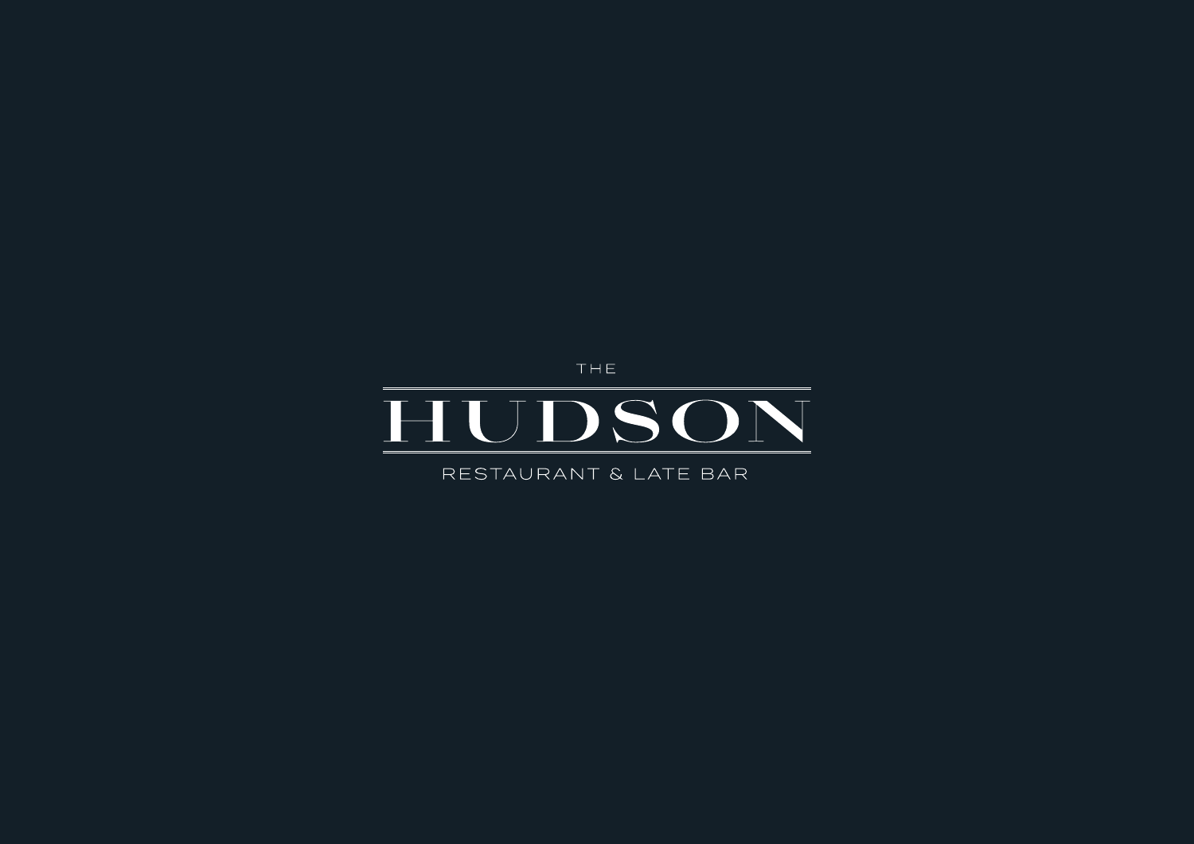THE

# HUDSON

RESTAURANT & LATE BAR